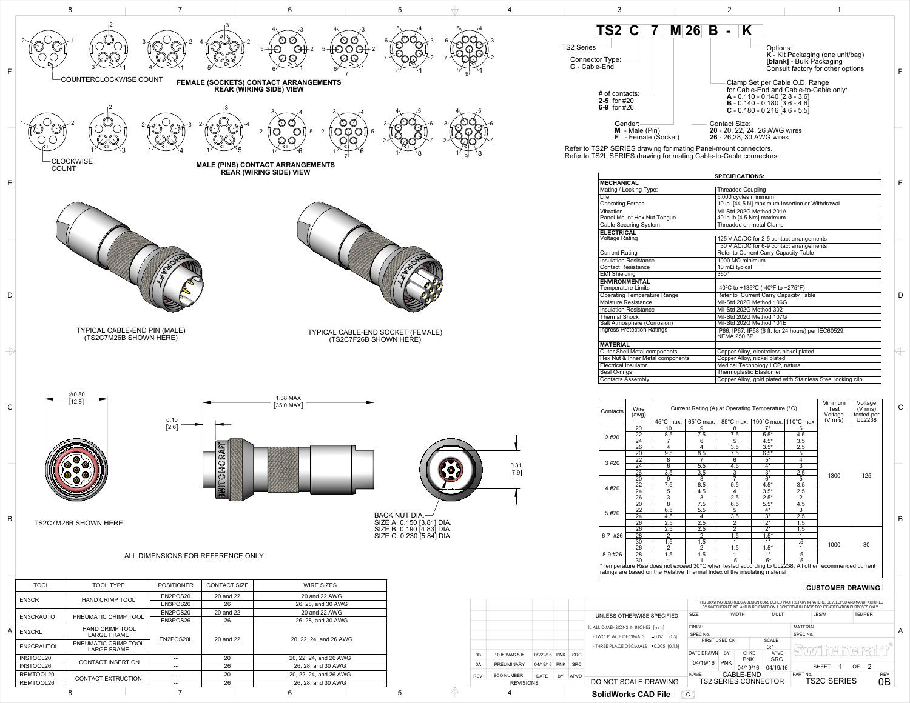# TS2C 7 M26 B - K

- TS2 Series
- Connector Type: **C** - Cable-End
- # of contacts: **2-5** for #20; **6-9** for #26
- Gender: **M** - Male (Pin); **F** - Female (Socket)
- Contact Size: **20** - 20, 22, 24, 26 AWG wires; **26** - 26,28, 30 AWG wires
- Clamp Set per Cable O.D. Range for Cable-End and Cable-to-Cable only: **A** - 0.110 - 0.140 [2.8 - 3.6]; **B** - 0.140 - 0.180 [3.6 - 4.6]; **C** - 0.180 - 0.216 [4.6 - 5.5]
- Options: **K** - Kit Packaging (one unit/bag); **[blank]** - Bulk Packaging; Consult factory for other options

Refer to TS2P SERIES drawing for mating Panel-mount connectors.
Refer to TS2L SERIES drawing for mating Cable-to-Cable connectors.

COUNTERCLOCKWISE COUNT

**FEMALE (SOCKETS) CONTACT ARRANGEMENTS REAR (WIRING SIDE) VIEW**

CLOCKWISE COUNT

**MALE (PINS) CONTACT ARRANGEMENTS REAR (WIRING SIDE) VIEW**

TYPICAL CABLE-END PIN (MALE) (TS2C7M26B SHOWN HERE)

TYPICAL CABLE-END SOCKET (FEMALE) (TS2C7F26B SHOWN HERE)

Ø 0.50 [12.8]

1.38 MAX [35.0 MAX]

0.10 [2.6]

0.31 [7.9]

TS2C7M26B SHOWN HERE

BACK NUT DIA.
SIZE A: 0.150 [3.81] DIA.
SIZE B: 0.190 [4.83] DIA.
SIZE C: 0.230 [5.84] DIA.

ALL DIMENSIONS FOR REFERENCE ONLY

| SPECIFICATIONS: | |
|---|---|
| **MECHANICAL** | |
| Mating / Locking Type: | Threaded Coupling |
| Life | 5,000 cycles minimum |
| Operating Forces | 10 lb. [44.5 N] maximum Insertion or Withdrawal |
| Vibration | Mil-Std 202G Method 201A |
| Panel-Mount Hex Nut Tongue | 40 in-lb [4.5 Nm] maximum |
| Cable Securing System: | Threaded on metal Clamp |
| **ELECTRICAL** | |
| Voltage Rating | 125 V AC/DC for 2-5 contact arrangements; 30 V AC/DC for 6-9 contact arrangements |
| Current Rating | Refer to Current Carry Capacity Table |
| Insulation Resistance | 1000 MΩ minimum |
| Contact Resistance | 10 mΩ typical |
| EMI Shielding | 360° |
| **ENVIRONMENTAL** | |
| Temperature Limits | -40ºC to +135ºC (-40ºF to +275°F) |
| Operating Temperature Range | Refer to Current Carry Capacity Table |
| Moisture Resistance | Mil-Std 202G Method 106G |
| Insulation Resistance | Mil-Std 202G Method 302 |
| Thermal Shock | Mil-Std 202G Method 107G |
| Salt Atmosphere (Corrosion) | Mil-Std 202G Method 101E |
| Ingress Protection Ratings | IP66, IP67, IP68 (6 ft. for 24 hours) per IEC60529, NEMA 250 6P |
| **MATERIAL** | |
| Outer Shell Metal components | Copper Alloy, electroless nickel plated |
| Hex Nut & Inner Metal components | Copper Alloy, nickel plated |
| Electrical Insulator | Medical Technology LCP, natural |
| Seal O-rings | Thermoplastic Elastomer |
| Contacts Assembly | Copper Alloy, gold plated with Stainless Steel locking clip |

| Contacts | Wire (awg) | Current Rating (A) at Operating Temperature (°C) | | | | | Minimum Test Voltage (V rms) | Voltage (V rms) tested per UL2238 |
|---|---|---|---|---|---|---|---|---|
| | | 45°C max. | 65°C max. | 85°C max. | 100°C max. | 110°C max. | | |
| 2 #20 | 20 | 10 | 9 | 8 | 7* | 6 | 1300 | 125 |
| | 22 | 8.5 | 7.5 | 7.5 | 5.5* | 4.5 | | |
| | 24 | 7 | 6 | 5 | 4.5* | 3.5 | | |
| | 26 | 4 | 4 | 3.5 | 3.5* | 2.5 | | |
| 3 #20 | 20 | 9.5 | 8.5 | 7.5 | 6.5* | 5 | | |
| | 22 | 8 | 7 | 6 | 5* | 4 | | |
| | 24 | 6 | 5.5 | 4.5 | 4* | 3 | | |
| | 26 | 3.5 | 3.5 | 3 | 3* | 2.5 | | |
| 4 #20 | 20 | 9 | 8 | 7 | 6* | 5 | | |
| | 22 | 7.5 | 6.5 | 5.5 | 4.5* | 3.5 | | |
| | 24 | 5 | 4.5 | 4 | 3.5* | 2.5 | | |
| | 26 | 3 | 3 | 2.5 | 2.5* | 2 | | |
| 5 #20 | 20 | 8 | 7.5 | 6.5 | 5.5* | 4.5 | | |
| | 22 | 6.5 | 5.5 | 5 | 4* | 3 | | |
| | 24 | 4.5 | 4 | 3.5 | 3* | 2.5 | | |
| | 26 | 2.5 | 2.5 | 2 | 2* | 1.5 | | |
| 6-7 #26 | 26 | 2.5 | 2.5 | 2 | 2* | 1.5 | 1000 | 30 |
| | 28 | 2 | 2 | 1.5 | 1.5* | 1 | | |
| | 30 | 1.5 | 1.5 | 1 | 1* | .5 | | |
| 8-9 #26 | 26 | 2 | 2 | 1.5 | 1.5* | 1 | | |
| | 28 | 1.5 | 1.5 | 1 | 1* | .5 | | |
| | 30 | 1 | 1 | .5 | .5* | .5 | | |

*Temperature Rise does not exceed 30°C when tested according to UL2238. All other recommended current ratings are based on the Relative Thermal Index of the insulating material.

| TOOL | TOOL TYPE | POSITIONER | CONTACT SIZE | WIRE SIZES |
|---|---|---|---|---|
| EN3CR | HAND CRIMP TOOL | EN2POS20 | 20 and 22 | 20 and 22 AWG |
| | | EN3POS26 | 26 | 26, 28, and 30 AWG |
| EN3CRAUTO | PNEUMATIC CRIMP TOOL | EN2POS20 | 20 and 22 | 20 and 22 AWG |
| | | EN3POS26 | 26 | 26, 28, and 30 AWG |
| EN2CRL | HAND CRIMP TOOL LARGE FRAME | EN2POS20L | 20 and 22 | 20, 22, 24, and 26 AWG |
| EN2CRAUTOL | PNEUMATIC CRIMP TOOL LARGE FRAME | | | |
| INSTOOL20 | CONTACT INSERTION | -- | 20 | 20, 22, 24, and 26 AWG |
| INSTOOL26 | | -- | 26 | 26, 28, and 30 AWG |
| REMTOOL20 | CONTACT EXTRUCTION | -- | 20 | 20, 22, 24, and 26 AWG |
| REMTOOL26 | | -- | 26 | 26, 28, and 30 AWG |

**CUSTOMER DRAWING**

THIS DRAWING DESCRIBES A DESIGN CONSIDERED PROPRIETARY IN NATURE, DEVELOPED AND MANUFACTURED BY SWITCHCRAFT INC. AND IS RELEASED ON A CONFIDENTIAL BASIS FOR IDENTIFICATION PURPOSES ONLY.

| REV | ECO NUMBER | DATE | BY | APVD |
|---|---|---|---|---|
| 0B | 10 lb WAS 5 lb | 09/22/16 | PNK | SRC |
| 0A | PRELIMINARY | 04/19/16 | PNK | SRC |

REVISIONS

UNLESS OTHERWISE SPECIFIED
1. ALL DIMENSIONS IN INCHES [mm]
- TWO PLACE DECIMALS ±0.02 [0.5]
- THREE PLACE DECIMALS ±0.005 [0.13]

DO NOT SCALE DRAWING

SolidWorks CAD File C

SIZE | WIDTH | MULT | LBS/M | TEMPER
FINISH | MATERIAL
SPEC No. | SPEC No.
FIRST USED ON | SCALE 3:1
DATE DRAWN 04/19/16 | BY PNK | CHKD PNK 04/19/16 | APVD SRC 04/19/16
SHEET 1 OF 2
NAME: CABLE-END TS2 SERIES CONNECTOR | PART No. TS2C SERIES | REV 0B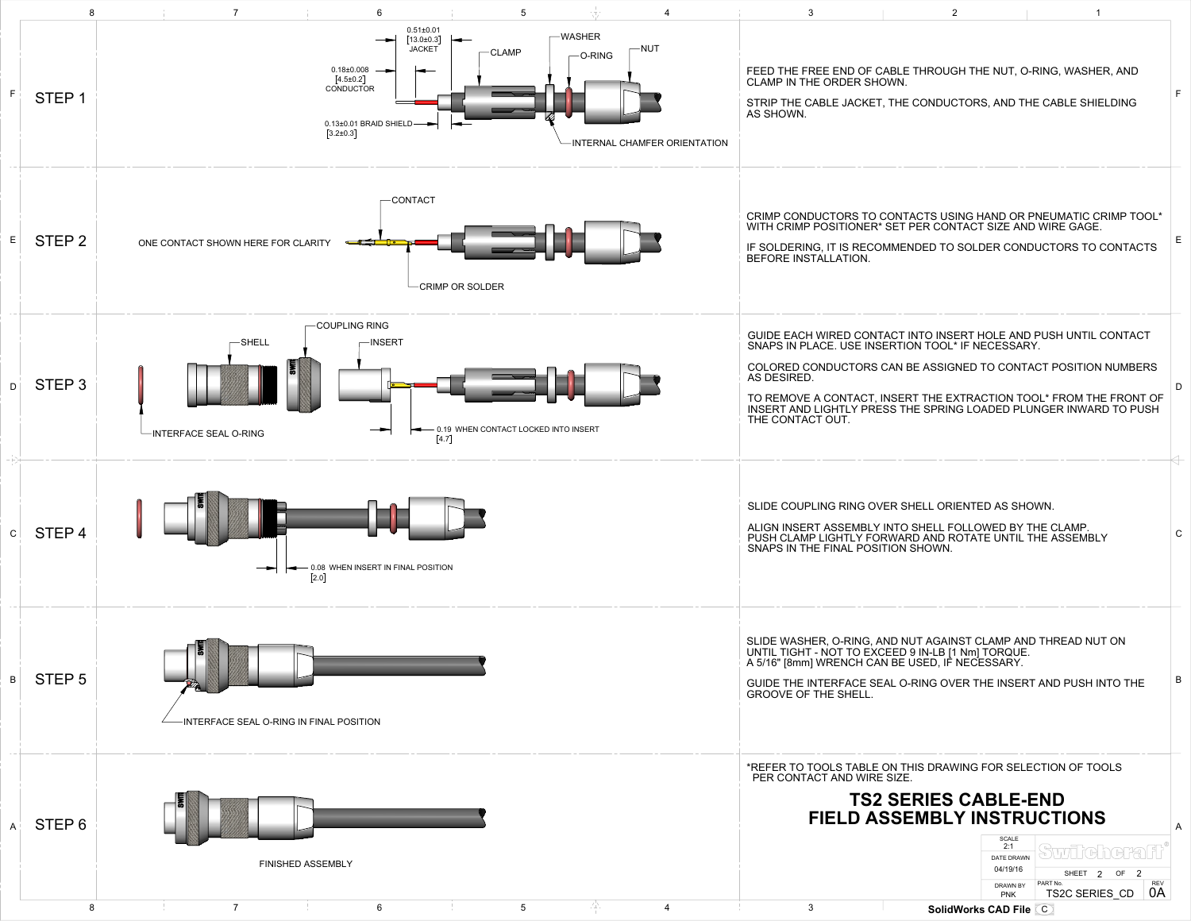# TS2 SERIES CABLE-END FIELD ASSEMBLY INSTRUCTIONS

## STEP 1

0.51±0.01 [13.0±0.3] JACKET

0.18±0.008 [4.5±0.2] CONDUCTOR

0.13±0.01 BRAID SHIELD [3.2±0.3]

CLAMP

WASHER

O-RING

NUT

INTERNAL CHAMFER ORIENTATION

FEED THE FREE END OF CABLE THROUGH THE NUT, O-RING, WASHER, AND CLAMP IN THE ORDER SHOWN.

STRIP THE CABLE JACKET, THE CONDUCTORS, AND THE CABLE SHIELDING AS SHOWN.

## STEP 2

CONTACT

ONE CONTACT SHOWN HERE FOR CLARITY

CRIMP OR SOLDER

CRIMP CONDUCTORS TO CONTACTS USING HAND OR PNEUMATIC CRIMP TOOL* WITH CRIMP POSITIONER* SET PER CONTACT SIZE AND WIRE GAGE.

IF SOLDERING, IT IS RECOMMENDED TO SOLDER CONDUCTORS TO CONTACTS BEFORE INSTALLATION.

## STEP 3

COUPLING RING

SHELL

INSERT

INTERFACE SEAL O-RING

0.19 WHEN CONTACT LOCKED INTO INSERT [4.7]

GUIDE EACH WIRED CONTACT INTO INSERT HOLE AND PUSH UNTIL CONTACT SNAPS IN PLACE. USE INSERTION TOOL* IF NECESSARY.

COLORED CONDUCTORS CAN BE ASSIGNED TO CONTACT POSITION NUMBERS AS DESIRED.

TO REMOVE A CONTACT, INSERT THE EXTRACTION TOOL* FROM THE FRONT OF INSERT AND LIGHTLY PRESS THE SPRING LOADED PLUNGER INWARD TO PUSH THE CONTACT OUT.

## STEP 4

0.08 WHEN INSERT IN FINAL POSITION [2.0]

SLIDE COUPLING RING OVER SHELL ORIENTED AS SHOWN.

ALIGN INSERT ASSEMBLY INTO SHELL FOLLOWED BY THE CLAMP. PUSH CLAMP LIGHTLY FORWARD AND ROTATE UNTIL THE ASSEMBLY SNAPS IN THE FINAL POSITION SHOWN.

## STEP 5

INTERFACE SEAL O-RING IN FINAL POSITION

SLIDE WASHER, O-RING, AND NUT AGAINST CLAMP AND THREAD NUT ON UNTIL TIGHT - NOT TO EXCEED 9 IN-LB [1 Nm] TORQUE. A 5/16" [8mm] WRENCH CAN BE USED, IF NECESSARY.

GUIDE THE INTERFACE SEAL O-RING OVER THE INSERT AND PUSH INTO THE GROOVE OF THE SHELL.

## STEP 6

FINISHED ASSEMBLY

*REFER TO TOOLS TABLE ON THIS DRAWING FOR SELECTION OF TOOLS PER CONTACT AND WIRE SIZE.

| | | |
|---|---|---|
| SCALE 2:1 | Switchcraft® | |
| DATE DRAWN 04/19/16 | SHEET 2 OF 2 | |
| DRAWN BY PNK | PART No. TS2C SERIES_CD | REV 0A |

SolidWorks CAD File C